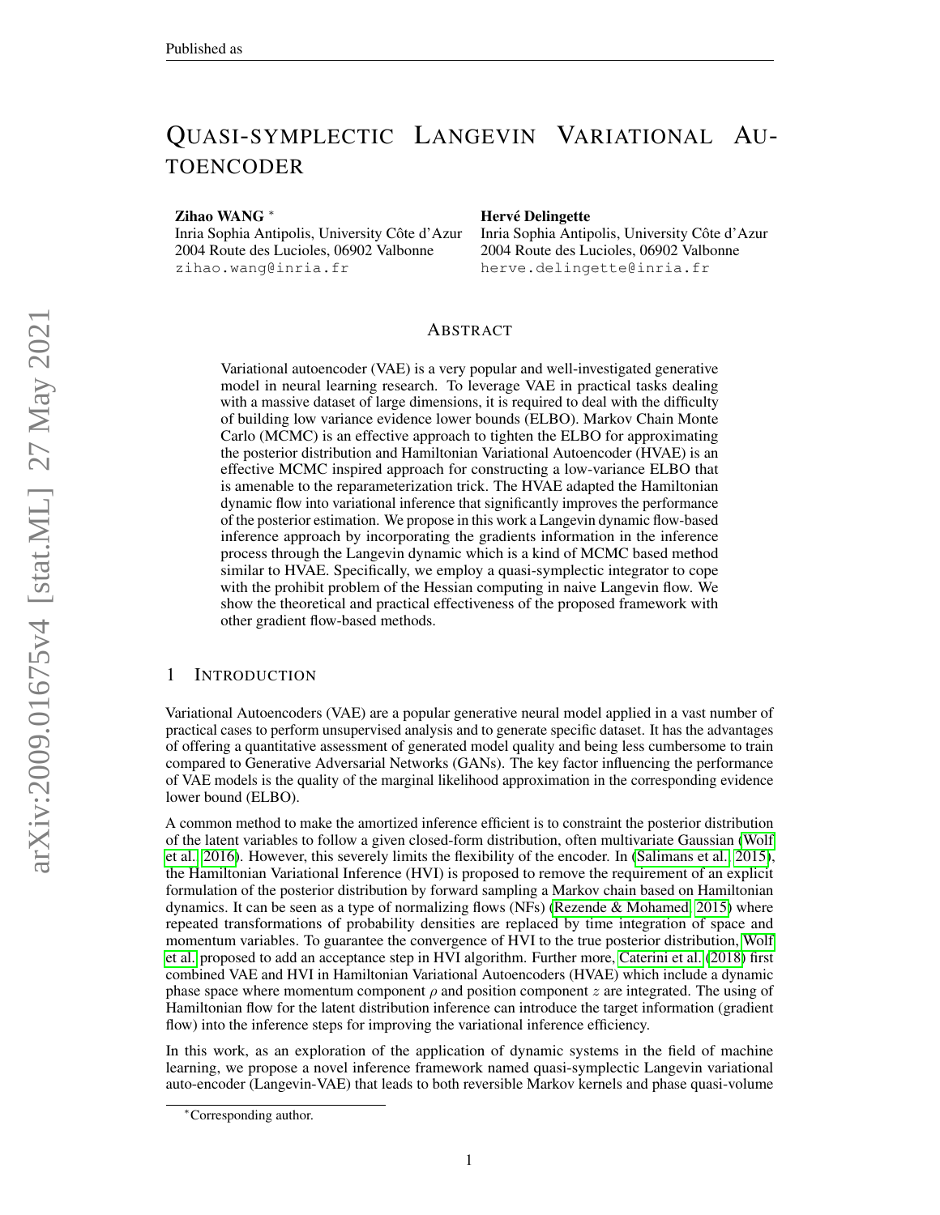# Quasi-symplectic Langevin Variational Autoencoder

**Zihao WANG** [*]
Inria Sophia Antipolis, University Côte d'Azur
2004 Route des Lucioles, 06902 Valbonne
zihao.wang@inria.fr

**Hervé Delingette**
Inria Sophia Antipolis, University Côte d'Azur
2004 Route des Lucioles, 06902 Valbonne
herve.delingette@inria.fr

## Abstract

Variational autoencoder (VAE) is a very popular and well-investigated generative model in neural learning research. To leverage VAE in practical tasks dealing with a massive dataset of large dimensions, it is required to deal with the difficulty of building low variance evidence lower bounds (ELBO). Markov Chain Monte Carlo (MCMC) is an effective approach to tighten the ELBO for approximating the posterior distribution and Hamiltonian Variational Autoencoder (HVAE) is an effective MCMC inspired approach for constructing a low-variance ELBO that is amenable to the reparameterization trick. The HVAE adapted the Hamiltonian dynamic flow into variational inference that significantly improves the performance of the posterior estimation. We propose in this work a Langevin dynamic flow-based inference approach by incorporating the gradients information in the inference process through the Langevin dynamic which is a kind of MCMC based method similar to HVAE. Specifically, we employ a quasi-symplectic integrator to cope with the prohibit problem of the Hessian computing in naive Langevin flow. We show the theoretical and practical effectiveness of the proposed framework with other gradient flow-based methods.

## 1 Introduction

Variational Autoencoders (VAE) are a popular generative neural model applied in a vast number of practical cases to perform unsupervised analysis and to generate specific dataset. It has the advantages of offering a quantitative assessment of generated model quality and being less cumbersome to train compared to Generative Adversarial Networks (GANs). The key factor influencing the performance of VAE models is the quality of the marginal likelihood approximation in the corresponding evidence lower bound (ELBO).

A common method to make the amortized inference efficient is to constraint the posterior distribution of the latent variables to follow a given closed-form distribution, often multivariate Gaussian (Wolf et al., 2016). However, this severely limits the flexibility of the encoder. In (Salimans et al., 2015), the Hamiltonian Variational Inference (HVI) is proposed to remove the requirement of an explicit formulation of the posterior distribution by forward sampling a Markov chain based on Hamiltonian dynamics. It can be seen as a type of normalizing flows (NFs) (Rezende & Mohamed, 2015) where repeated transformations of probability densities are replaced by time integration of space and momentum variables. To guarantee the convergence of HVI to the true posterior distribution, Wolf et al. proposed to add an acceptance step in HVI algorithm. Further more, Caterini et al. (2018) first combined VAE and HVI in Hamiltonian Variational Autoencoders (HVAE) which include a dynamic phase space where momentum component $\rho$ and position component $z$ are integrated. The using of Hamiltonian flow for the latent distribution inference can introduce the target information (gradient flow) into the inference steps for improving the variational inference efficiency.

In this work, as an exploration of the application of dynamic systems in the field of machine learning, we propose a novel inference framework named quasi-symplectic Langevin variational auto-encoder (Langevin-VAE) that leads to both reversible Markov kernels and phase quasi-volume

[*] Corresponding author.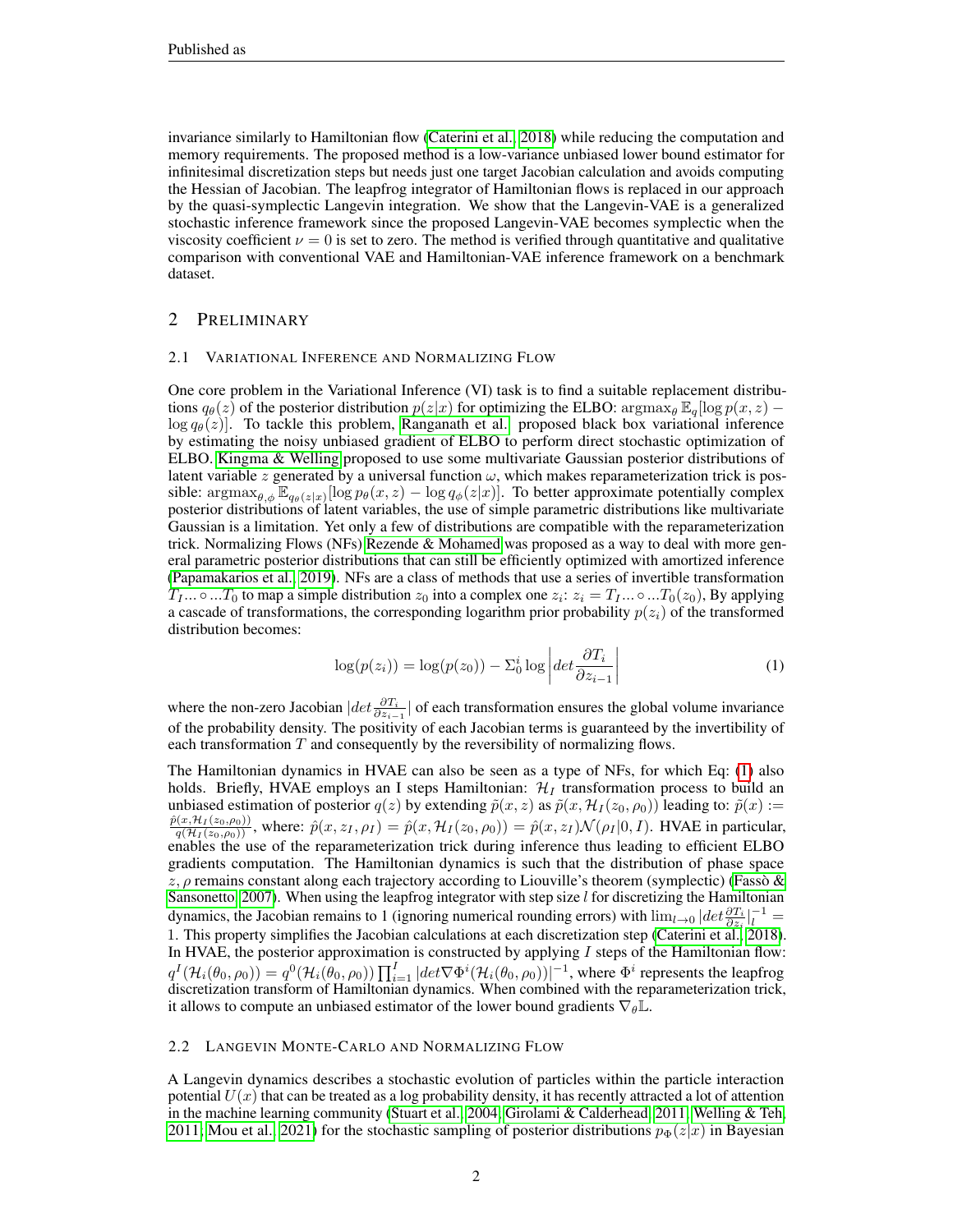invariance similarly to Hamiltonian flow (Caterini et al., 2018) while reducing the computation and memory requirements. The proposed method is a low-variance unbiased lower bound estimator for infinitesimal discretization steps but needs just one target Jacobian calculation and avoids computing the Hessian of Jacobian. The leapfrog integrator of Hamiltonian flows is replaced in our approach by the quasi-symplectic Langevin integration. We show that the Langevin-VAE is a generalized stochastic inference framework since the proposed Langevin-VAE becomes symplectic when the viscosity coefficient $\nu = 0$ is set to zero. The method is verified through quantitative and qualitative comparison with conventional VAE and Hamiltonian-VAE inference framework on a benchmark dataset.

## 2 Preliminary

### 2.1 Variational Inference and Normalizing Flow

One core problem in the Variational Inference (VI) task is to find a suitable replacement distributions $q_\theta(z)$ of the posterior distribution $p(z|x)$ for optimizing the ELBO: $\mathrm{argmax}_\theta \, \mathbb{E}_q[\log p(x,z) - \log q_\theta(z)]$. To tackle this problem, Ranganath et al. proposed black box variational inference by estimating the noisy unbiased gradient of ELBO to perform direct stochastic optimization of ELBO. Kingma & Welling proposed to use some multivariate Gaussian posterior distributions of latent variable $z$ generated by a universal function $\omega$, which makes reparameterization trick is possible: $\mathrm{argmax}_{\theta,\phi} \, \mathbb{E}_{q_\theta(z|x)}[\log p_\theta(x,z) - \log q_\phi(z|x)]$. To better approximate potentially complex posterior distributions of latent variables, the use of simple parametric distributions like multivariate Gaussian is a limitation. Yet only a few of distributions are compatible with the reparameterization trick. Normalizing Flows (NFs) Rezende & Mohamed was proposed as a way to deal with more general parametric posterior distributions that can still be efficiently optimized with amortized inference (Papamakarios et al., 2019). NFs are a class of methods that use a series of invertible transformation $T_I ... \circ ... T_0$ to map a simple distribution $z_0$ into a complex one $z_i$: $z_i = T_I ... \circ ... T_0(z_0)$, By applying a cascade of transformations, the corresponding logarithm prior probability $p(z_i)$ of the transformed distribution becomes:

$$\log(p(z_i)) = \log(p(z_0)) - \Sigma_0^i \log \left| det \frac{\partial T_i}{\partial z_{i-1}} \right| \tag{1}$$

where the non-zero Jacobian $|det \frac{\partial T_i}{\partial z_{i-1}}|$ of each transformation ensures the global volume invariance of the probability density. The positivity of each Jacobian terms is guaranteed by the invertibility of each transformation $T$ and consequently by the reversibility of normalizing flows.

The Hamiltonian dynamics in HVAE can also be seen as a type of NFs, for which Eq: (1) also holds. Briefly, HVAE employs an I steps Hamiltonian: $\mathcal{H}_I$ transformation process to build an unbiased estimation of posterior $q(z)$ by extending $\tilde{p}(x,z)$ as $\tilde{p}(x, \mathcal{H}_I(z_0,\rho_0))$ leading to: $\tilde{p}(x) := \frac{\hat{p}(x,\mathcal{H}_I(z_0,\rho_0))}{q(\mathcal{H}_I(z_0,\rho_0))}$, where: $\hat{p}(x, z_I, \rho_I) = \hat{p}(x, \mathcal{H}_I(z_0,\rho_0)) = \hat{p}(x, z_I)\mathcal{N}(\rho_I|0, I)$. HVAE in particular, enables the use of the reparameterization trick during inference thus leading to efficient ELBO gradients computation. The Hamiltonian dynamics is such that the distribution of phase space $z, \rho$ remains constant along each trajectory according to Liouville's theorem (symplectic) (Fassò & Sansonetto, 2007). When using the leapfrog integrator with step size $l$ for discretizing the Hamiltonian dynamics, the Jacobian remains to 1 (ignoring numerical rounding errors) with $\lim_{l\to 0} |det \frac{\partial T_i}{\partial z_i}|_l^{-1} = 1$. This property simplifies the Jacobian calculations at each discretization step (Caterini et al., 2018). In HVAE, the posterior approximation is constructed by applying $I$ steps of the Hamiltonian flow: $q^I(\mathcal{H}_i(\theta_0,\rho_0)) = q^0(\mathcal{H}_i(\theta_0,\rho_0)) \prod_{i=1}^{I} |det \nabla \Phi^i(\mathcal{H}_i(\theta_0,\rho_0))|^{-1}$, where $\Phi^i$ represents the leapfrog discretization transform of Hamiltonian dynamics. When combined with the reparameterization trick, it allows to compute an unbiased estimator of the lower bound gradients $\nabla_\theta \mathbb{L}$.

### 2.2 Langevin Monte-Carlo and Normalizing Flow

A Langevin dynamics describes a stochastic evolution of particles within the particle interaction potential $U(x)$ that can be treated as a log probability density, it has recently attracted a lot of attention in the machine learning community (Stuart et al., 2004; Girolami & Calderhead, 2011; Welling & Teh, 2011; Mou et al., 2021) for the stochastic sampling of posterior distributions $p_\Phi(z|x)$ in Bayesian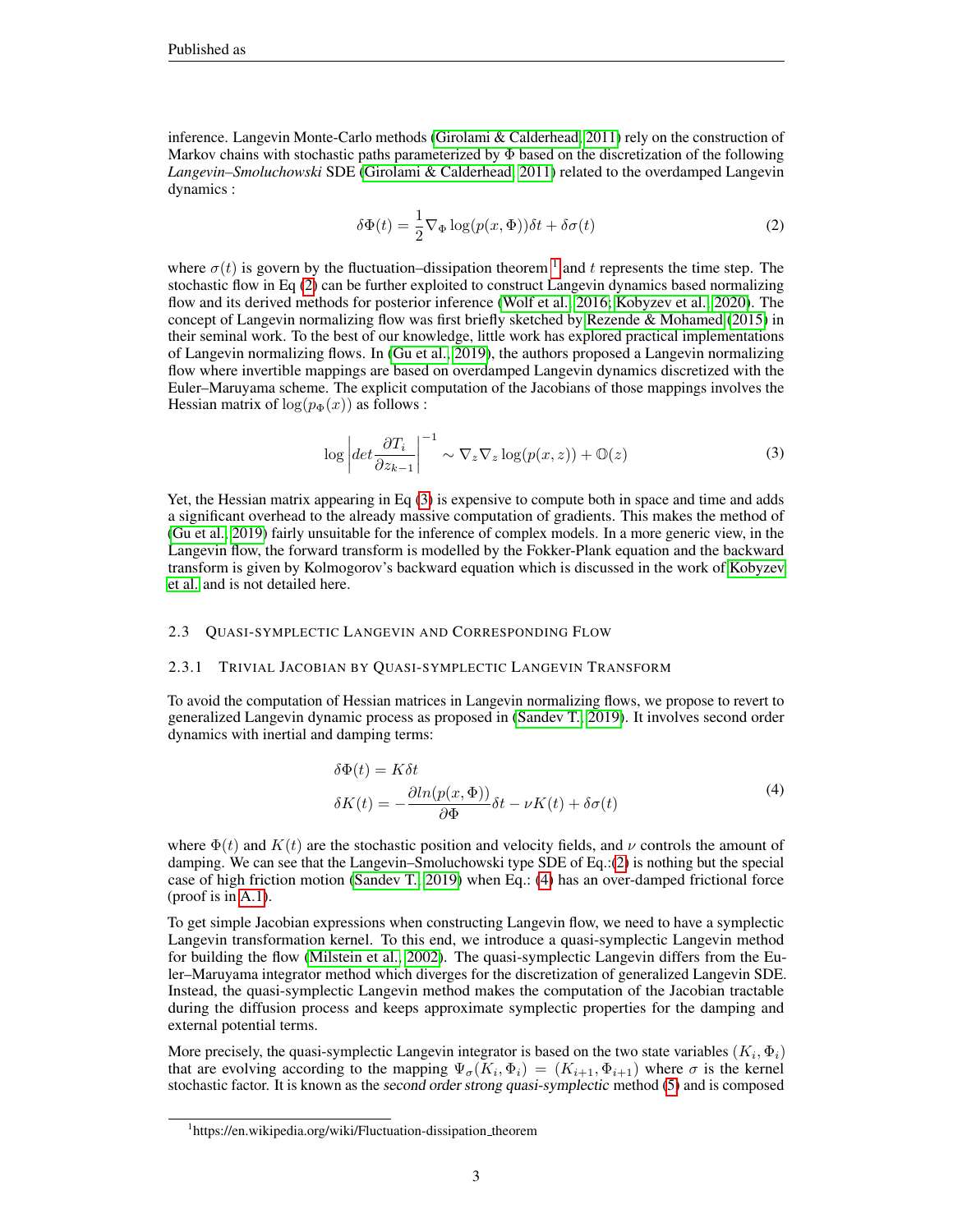inference. Langevin Monte-Carlo methods (Girolami & Calderhead, 2011) rely on the construction of Markov chains with stochastic paths parameterized by $\Phi$ based on the discretization of the following *Langevin–Smoluchowski* SDE (Girolami & Calderhead, 2011) related to the overdamped Langevin dynamics :

$$\delta\Phi(t) = \frac{1}{2}\nabla_{\Phi}\log(p(x,\Phi))\delta t + \delta\sigma(t) \tag{2}$$

where $\sigma(t)$ is govern by the fluctuation–dissipation theorem [1] and $t$ represents the time step. The stochastic flow in Eq (2) can be further exploited to construct Langevin dynamics based normalizing flow and its derived methods for posterior inference (Wolf et al., 2016; Kobyzev et al., 2020). The concept of Langevin normalizing flow was first briefly sketched by Rezende & Mohamed (2015) in their seminal work. To the best of our knowledge, little work has explored practical implementations of Langevin normalizing flows. In (Gu et al., 2019), the authors proposed a Langevin normalizing flow where invertible mappings are based on overdamped Langevin dynamics discretized with the Euler–Maruyama scheme. The explicit computation of the Jacobians of those mappings involves the Hessian matrix of $\log(p_{\Phi}(x))$ as follows :

$$\log\left|det\frac{\partial T_i}{\partial z_{k-1}}\right|^{-1} \sim \nabla_z\nabla_z\log(p(x,z)) + \mathbb{O}(z) \tag{3}$$

Yet, the Hessian matrix appearing in Eq (3) is expensive to compute both in space and time and adds a significant overhead to the already massive computation of gradients. This makes the method of (Gu et al., 2019) fairly unsuitable for the inference of complex models. In a more generic view, in the Langevin flow, the forward transform is modelled by the Fokker-Plank equation and the backward transform is given by Kolmogorov's backward equation which is discussed in the work of Kobyzev et al. and is not detailed here.

### 2.3 Quasi-symplectic Langevin and Corresponding Flow

#### 2.3.1 Trivial Jacobian by Quasi-symplectic Langevin Transform

To avoid the computation of Hessian matrices in Langevin normalizing flows, we propose to revert to generalized Langevin dynamic process as proposed in (Sandev T., 2019). It involves second order dynamics with inertial and damping terms:

$$\begin{aligned}
\delta\Phi(t) &= K\delta t \\
\delta K(t) &= -\frac{\partial ln(p(x,\Phi))}{\partial\Phi}\delta t - \nu K(t) + \delta\sigma(t)
\end{aligned} \tag{4}$$

where $\Phi(t)$ and $K(t)$ are the stochastic position and velocity fields, and $\nu$ controls the amount of damping. We can see that the Langevin–Smoluchowski type SDE of Eq.:(2) is nothing but the special case of high friction motion (Sandev T., 2019) when Eq.: (4) has an over-damped frictional force (proof is in A.1).

To get simple Jacobian expressions when constructing Langevin flow, we need to have a symplectic Langevin transformation kernel. To this end, we introduce a quasi-symplectic Langevin method for building the flow (Milstein et al., 2002). The quasi-symplectic Langevin differs from the Euler–Maruyama integrator method which diverges for the discretization of generalized Langevin SDE. Instead, the quasi-symplectic Langevin method makes the computation of the Jacobian tractable during the diffusion process and keeps approximate symplectic properties for the damping and external potential terms.

More precisely, the quasi-symplectic Langevin integrator is based on the two state variables $(K_i, \Phi_i)$ that are evolving according to the mapping $\Psi_{\sigma}(K_i, \Phi_i) = (K_{i+1}, \Phi_{i+1})$ where $\sigma$ is the kernel stochastic factor. It is known as the *second order strong quasi-symplectic* method (5) and is composed

[1] https://en.wikipedia.org/wiki/Fluctuation-dissipation_theorem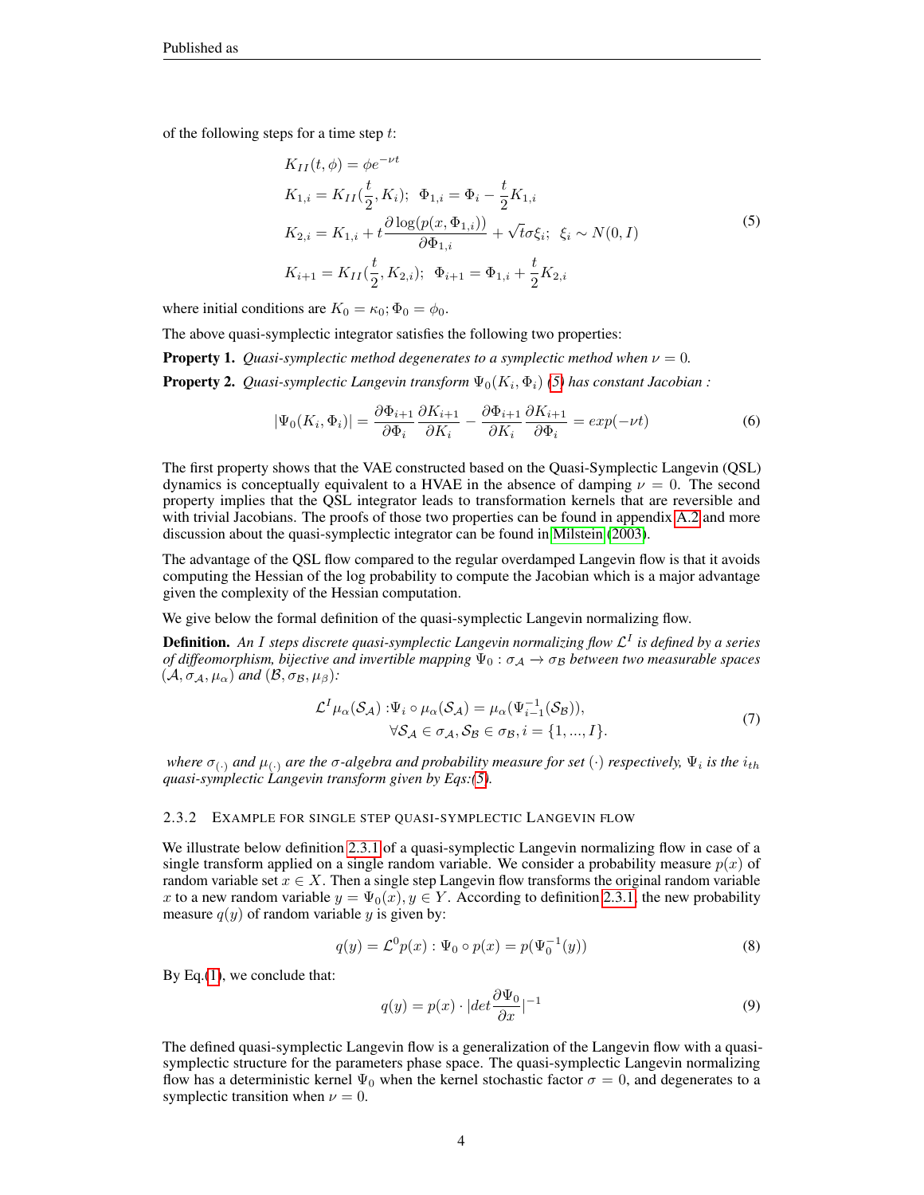of the following steps for a time step $t$:

$$
\begin{aligned}
&K_{II}(t,\phi) = \phi e^{-\nu t} \\
&K_{1,i} = K_{II}(\frac{t}{2}, K_i);\;\; \Phi_{1,i} = \Phi_i - \frac{t}{2}K_{1,i} \\
&K_{2,i} = K_{1,i} + t\frac{\partial \log(p(x,\Phi_{1,i}))}{\partial \Phi_{1,i}} + \sqrt{t}\sigma\xi_i;\;\; \xi_i \sim N(0,I) \\
&K_{i+1} = K_{II}(\frac{t}{2}, K_{2,i});\;\; \Phi_{i+1} = \Phi_{1,i} + \frac{t}{2}K_{2,i}
\end{aligned}
\tag{5}
$$

where initial conditions are $K_0 = \kappa_0; \Phi_0 = \phi_0$.

The above quasi-symplectic integrator satisfies the following two properties:

**Property 1.** *Quasi-symplectic method degenerates to a symplectic method when $\nu = 0$.*

**Property 2.** *Quasi-symplectic Langevin transform $\Psi_0(K_i, \Phi_i)$ (5) has constant Jacobian :*

$$
|\Psi_0(K_i, \Phi_i)| = \frac{\partial \Phi_{i+1}}{\partial \Phi_i}\frac{\partial K_{i+1}}{\partial K_i} - \frac{\partial \Phi_{i+1}}{\partial K_i}\frac{\partial K_{i+1}}{\partial \Phi_i} = exp(-\nu t)
\tag{6}
$$

The first property shows that the VAE constructed based on the Quasi-Symplectic Langevin (QSL) dynamics is conceptually equivalent to a HVAE in the absence of damping $\nu = 0$. The second property implies that the QSL integrator leads to transformation kernels that are reversible and with trivial Jacobians. The proofs of those two properties can be found in appendix A.2 and more discussion about the quasi-symplectic integrator can be found in Milstein (2003).

The advantage of the QSL flow compared to the regular overdamped Langevin flow is that it avoids computing the Hessian of the log probability to compute the Jacobian which is a major advantage given the complexity of the Hessian computation.

We give below the formal definition of the quasi-symplectic Langevin normalizing flow.

**Definition.** *An $I$ steps discrete quasi-symplectic Langevin normalizing flow $\mathcal{L}^I$ is defined by a series of diffeomorphism, bijective and invertible mapping $\Psi_0 : \sigma_{\mathcal{A}} \to \sigma_{\mathcal{B}}$ between two measurable spaces $(\mathcal{A}, \sigma_{\mathcal{A}}, \mu_\alpha)$ and $(\mathcal{B}, \sigma_{\mathcal{B}}, \mu_\beta)$:*

$$
\begin{aligned}
\mathcal{L}^I\mu_\alpha(\mathcal{S}_\mathcal{A}) :& \Psi_i \circ \mu_\alpha(\mathcal{S}_\mathcal{A}) = \mu_\alpha(\Psi_{i-1}^{-1}(\mathcal{S}_\mathcal{B})), \\
& \forall \mathcal{S}_\mathcal{A} \in \sigma_\mathcal{A}, \mathcal{S}_\mathcal{B} \in \sigma_\mathcal{B}, i = \{1, ..., I\}.
\end{aligned}
\tag{7}
$$

*where $\sigma_{(\cdot)}$ and $\mu_{(\cdot)}$ are the $\sigma$-algebra and probability measure for set $(\cdot)$ respectively, $\Psi_i$ is the $i_{th}$ quasi-symplectic Langevin transform given by Eqs:(5).*

### 2.3.2 Example for single step quasi-symplectic Langevin flow

We illustrate below definition 2.3.1 of a quasi-symplectic Langevin normalizing flow in case of a single transform applied on a single random variable. We consider a probability measure $p(x)$ of random variable set $x \in X$. Then a single step Langevin flow transforms the original random variable $x$ to a new random variable $y = \Psi_0(x), y \in Y$. According to definition 2.3.1, the new probability measure $q(y)$ of random variable $y$ is given by:

$$
q(y) = \mathcal{L}^0 p(x) : \Psi_0 \circ p(x) = p(\Psi_0^{-1}(y))
\tag{8}
$$

By Eq.(1), we conclude that:

$$
q(y) = p(x) \cdot |det\frac{\partial \Psi_0}{\partial x}|^{-1}
\tag{9}
$$

The defined quasi-symplectic Langevin flow is a generalization of the Langevin flow with a quasi-symplectic structure for the parameters phase space. The quasi-symplectic Langevin normalizing flow has a deterministic kernel $\Psi_0$ when the kernel stochastic factor $\sigma = 0$, and degenerates to a symplectic transition when $\nu = 0$.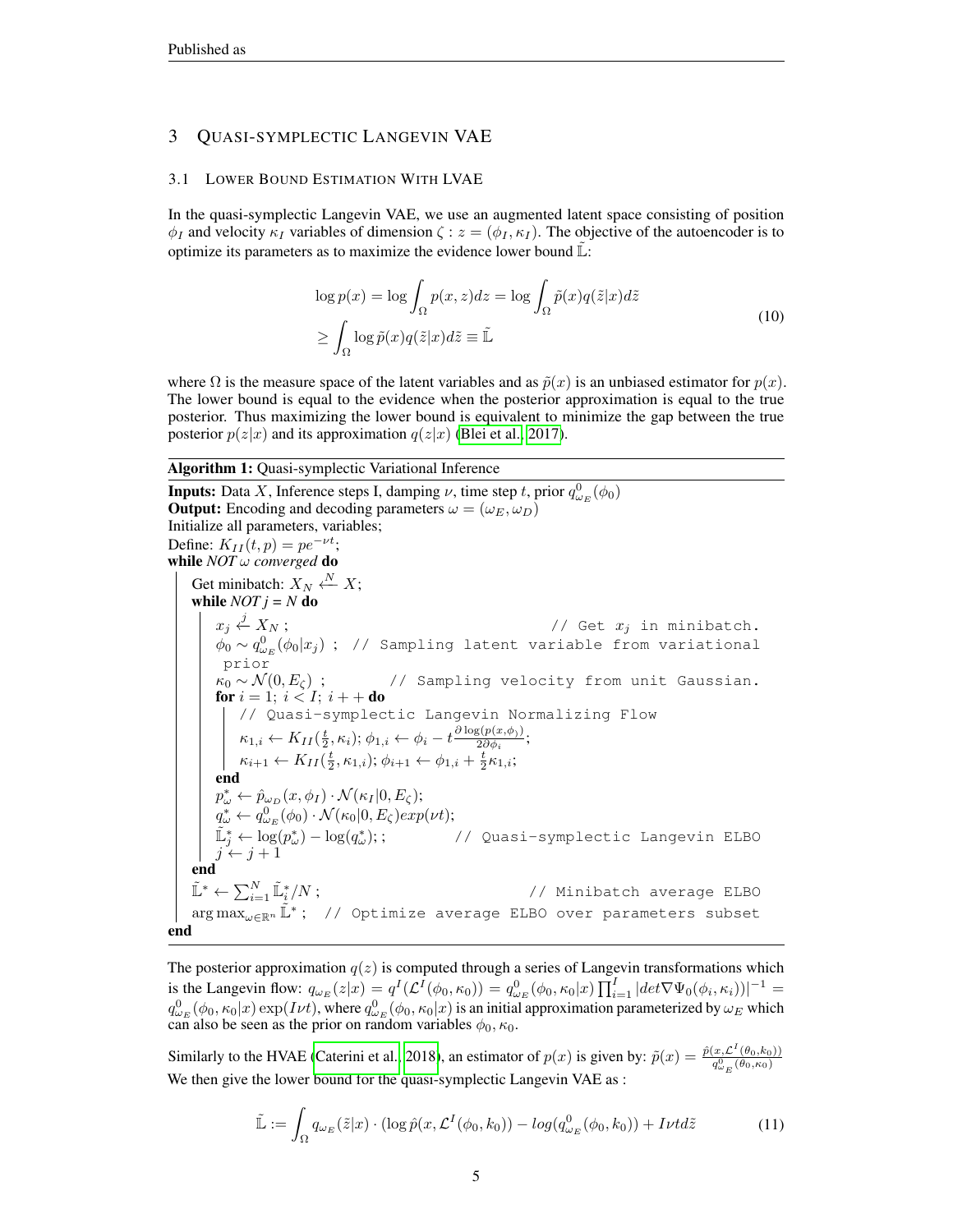## 3 Quasi-symplectic Langevin VAE

### 3.1 Lower Bound Estimation With LVAE

In the quasi-symplectic Langevin VAE, we use an augmented latent space consisting of position $\phi_I$ and velocity $\kappa_I$ variables of dimension $\zeta : z = (\phi_I, \kappa_I)$. The objective of the autoencoder is to optimize its parameters as to maximize the evidence lower bound $\tilde{\mathbb{L}}$:

$$
\begin{aligned}
\log p(x) &= \log \int_{\Omega} p(x, z) dz = \log \int_{\Omega} \tilde{p}(x) q(\tilde{z}|x) d\tilde{z} \\
&\geq \int_{\Omega} \log \tilde{p}(x) q(\tilde{z}|x) d\tilde{z} \equiv \tilde{\mathbb{L}}
\end{aligned} \tag{10}
$$

where $\Omega$ is the measure space of the latent variables and as $\tilde{p}(x)$ is an unbiased estimator for $p(x)$. The lower bound is equal to the evidence when the posterior approximation is equal to the true posterior. Thus maximizing the lower bound is equivalent to minimize the gap between the true posterior $p(z|x)$ and its approximation $q(z|x)$ (Blei et al., 2017).

**Algorithm 1:** Quasi-symplectic Variational Inference

```
Inputs: Data X, Inference steps I, damping ν, time step t, prior q^0_{ω_E}(φ_0)
Output: Encoding and decoding parameters ω = (ω_E, ω_D)
Initialize all parameters, variables;
Define: K_II(t, p) = p e^{-νt};
while NOT ω converged do
    Get minibatch: X_N <-N- X;
    while NOT j = N do
        x_j <-j- X_N ;                                   // Get x_j in minibatch.
        φ_0 ~ q^0_{ω_E}(φ_0|x_j) ;  // Sampling latent variable from variational prior
        κ_0 ~ N(0, E_ζ) ;          // Sampling velocity from unit Gaussian.
        for i = 1; i < I; i++ do
            // Quasi-symplectic Langevin Normalizing Flow
            κ_{1,i} <- K_II(t/2, κ_i); φ_{1,i} <- φ_i - t ∂log(p(x,φ_i))/(2∂φ_i);
            κ_{i+1} <- K_II(t/2, κ_{1,i}); φ_{i+1} <- φ_{1,i} + (t/2) κ_{1,i};
        end
        p*_ω <- p̂_{ω_D}(x, φ_I) · N(κ_I|0, E_ζ);
        q*_ω <- q^0_{ω_E}(φ_0) · N(κ_0|0, E_ζ) exp(νt);
        L̃*_j <- log(p*_ω) - log(q*_ω); ;        // Quasi-symplectic Langevin ELBO
        j <- j + 1
    end
    L̃* <- Σ_{i=1}^{N} L̃*_i / N ;                  // Minibatch average ELBO
    argmax_{ω∈R^n} L̃* ;  // Optimize average ELBO over parameters subset
end
```

The posterior approximation $q(z)$ is computed through a series of Langevin transformations which is the Langevin flow: $q_{\omega_E}(z|x) = q^I(\mathcal{L}^I(\phi_0, \kappa_0)) = q^0_{\omega_E}(\phi_0, \kappa_0|x) \prod_{i=1}^{I} |det \nabla \Psi_0(\phi_i, \kappa_i))|^{-1} = q^0_{\omega_E}(\phi_0, \kappa_0|x) \exp(I\nu t)$, where $q^0_{\omega_E}(\phi_0, \kappa_0|x)$ is an initial approximation parameterized by $\omega_E$ which can also be seen as the prior on random variables $\phi_0, \kappa_0$.

Similarly to the HVAE (Caterini et al., 2018), an estimator of $p(x)$ is given by: $\tilde{p}(x) = \frac{\hat{p}(x, \mathcal{L}^I(\theta_0, k_0))}{q^0_{\omega_E}(\theta_0, \kappa_0)}$ We then give the lower bound for the quasi-symplectic Langevin VAE as :

$$
\tilde{\mathbb{L}} := \int_{\Omega} q_{\omega_E}(\tilde{z}|x) \cdot (\log \hat{p}(x, \mathcal{L}^I(\phi_0, k_0)) - log(q^0_{\omega_E}(\phi_0, k_0)) + I\nu t d\tilde{z} \tag{11}
$$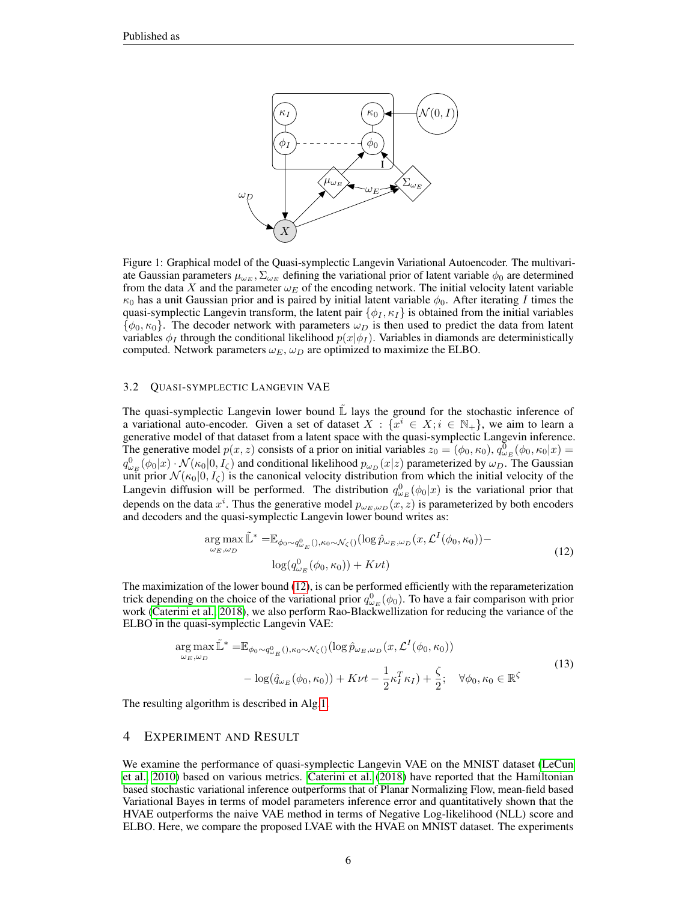Figure 1: Graphical model of the Quasi-symplectic Langevin Variational Autoencoder. The multivariate Gaussian parameters $\mu_{\omega_E}, \Sigma_{\omega_E}$ defining the variational prior of latent variable $\phi_0$ are determined from the data $X$ and the parameter $\omega_E$ of the encoding network. The initial velocity latent variable $\kappa_0$ has a unit Gaussian prior and is paired by initial latent variable $\phi_0$. After iterating $I$ times the quasi-symplectic Langevin transform, the latent pair $\{\phi_I, \kappa_I\}$ is obtained from the initial variables $\{\phi_0, \kappa_0\}$. The decoder network with parameters $\omega_D$ is then used to predict the data from latent variables $\phi_I$ through the conditional likelihood $p(x|\phi_I)$. Variables in diamonds are deterministically computed. Network parameters $\omega_E, \omega_D$ are optimized to maximize the ELBO.

### 3.2 Quasi-symplectic Langevin VAE

The quasi-symplectic Langevin lower bound $\tilde{\mathbb{L}}$ lays the ground for the stochastic inference of a variational auto-encoder. Given a set of dataset $X : \{x^i \in X; i \in \mathbb{N}_+\}$, we aim to learn a generative model of that dataset from a latent space with the quasi-symplectic Langevin inference. The generative model $p(x, z)$ consists of a prior on initial variables $z_0 = (\phi_0, \kappa_0)$, $q^0_{\omega_E}(\phi_0, \kappa_0|x) = q^0_{\omega_E}(\phi_0|x) \cdot \mathcal{N}(\kappa_0|0, I_\zeta)$ and conditional likelihood $p_{\omega_D}(x|z)$ parameterized by $\omega_D$. The Gaussian unit prior $\mathcal{N}(\kappa_0|0, I_\zeta)$ is the canonical velocity distribution from which the initial velocity of the Langevin diffusion will be performed. The distribution $q^0_{\omega_E}(\phi_0|x)$ is the variational prior that depends on the data $x^i$. Thus the generative model $p_{\omega_E,\omega_D}(x, z)$ is parameterized by both encoders and decoders and the quasi-symplectic Langevin lower bound writes as:

$$
\begin{aligned}
\underset{\omega_E,\omega_D}{\arg\max}\, \tilde{\mathbb{L}}^* =& \mathbb{E}_{\phi_0 \sim q^0_{\omega_E}(), \kappa_0 \sim \mathcal{N}_\zeta()} (\log \hat{p}_{\omega_E,\omega_D}(x, \mathcal{L}^I(\phi_0, \kappa_0)) - \\
& \log(q^0_{\omega_E}(\phi_0, \kappa_0)) + K\nu t)
\end{aligned} \tag{12}
$$

The maximization of the lower bound (12), is can be performed efficiently with the reparameterization trick depending on the choice of the variational prior $q^0_{\omega_E}(\phi_0)$. To have a fair comparison with prior work (Caterini et al., 2018), we also perform Rao-Blackwellization for reducing the variance of the ELBO in the quasi-symplectic Langevin VAE:

$$
\begin{aligned}
\underset{\omega_E,\omega_D}{\arg\max}\, \tilde{\mathbb{L}}^* =& \mathbb{E}_{\phi_0 \sim q^0_{\omega_E}(), \kappa_0 \sim \mathcal{N}_\zeta()} (\log \hat{p}_{\omega_E,\omega_D}(x, \mathcal{L}^I(\phi_0, \kappa_0)) \\
& - \log(\hat{q}_{\omega_E}(\phi_0, \kappa_0)) + K\nu t - \frac{1}{2}\kappa_I^T \kappa_I) + \frac{\zeta}{2}; \quad \forall \phi_0, \kappa_0 \in \mathbb{R}^\zeta
\end{aligned} \tag{13}
$$

The resulting algorithm is described in Alg.1.

## 4 Experiment and Result

We examine the performance of quasi-symplectic Langevin VAE on the MNIST dataset (LeCun et al., 2010) based on various metrics. Caterini et al. (2018) have reported that the Hamiltonian based stochastic variational inference outperforms that of Planar Normalizing Flow, mean-field based Variational Bayes in terms of model parameters inference error and quantitatively shown that the HVAE outperforms the naive VAE method in terms of Negative Log-likelihood (NLL) score and ELBO. Here, we compare the proposed LVAE with the HVAE on MNIST dataset. The experiments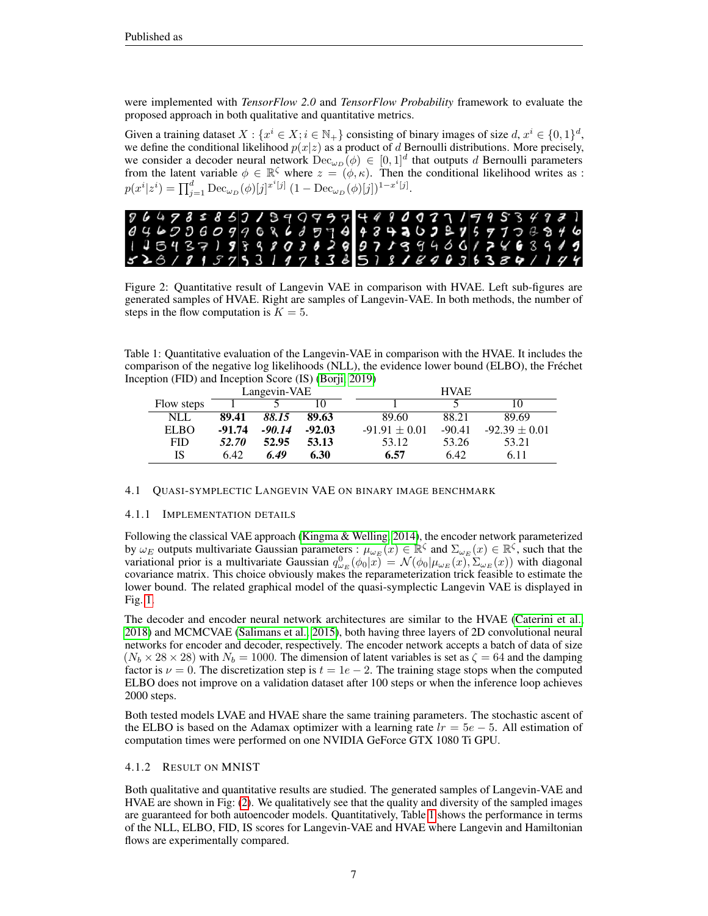were implemented with *TensorFlow 2.0* and *TensorFlow Probability* framework to evaluate the proposed approach in both qualitative and quantitative metrics.

Given a training dataset $X : \{x^i \in X; i \in \mathbb{N}_+\}$ consisting of binary images of size $d$, $x^i \in \{0,1\}^d$, we define the conditional likelihood $p(x|z)$ as a product of $d$ Bernoulli distributions. More precisely, we consider a decoder neural network $\mathrm{Dec}_{\omega_D}(\phi) \in [0,1]^d$ that outputs $d$ Bernoulli parameters from the latent variable $\phi \in \mathbb{R}^\zeta$ where $z = (\phi, \kappa)$. Then the conditional likelihood writes as : $p(x^i|z^i) = \prod_{j=1}^{d} \mathrm{Dec}_{\omega_D}(\phi)[j]^{x^i[j]} \, (1 - \mathrm{Dec}_{\omega_D}(\phi)[j])^{1-x^i[j]}$.

Figure 2: Quantitative result of Langevin VAE in comparison with HVAE. Left sub-figures are generated samples of HVAE. Right are samples of Langevin-VAE. In both methods, the number of steps in the flow computation is $K = 5$.

Table 1: Quantitative evaluation of the Langevin-VAE in comparison with the HVAE. It includes the comparison of the negative log likelihoods (NLL), the evidence lower bound (ELBO), the Fréchet Inception (FID) and Inception Score (IS) (Borji, 2019)

| | Langevin-VAE | | | HVAE | | |
|---|---|---|---|---|---|---|
| Flow steps | 1 | 5 | 10 | 1 | 5 | 10 |
| NLL | **89.41** | ***88.15*** | **89.63** | 89.60 | 88.21 | 89.69 |
| ELBO | **-91.74** | ***-90.14*** | **-92.03** | -91.91 ± 0.01 | -90.41 | -92.39 ± 0.01 |
| FID | ***52.70*** | **52.95** | **53.13** | 53.12 | 53.26 | 53.21 |
| IS | 6.42 | ***6.49*** | **6.30** | **6.57** | 6.42 | 6.11 |

## 4.1 Quasi-symplectic Langevin VAE on binary image benchmark

### 4.1.1 Implementation details

Following the classical VAE approach (Kingma & Welling, 2014), the encoder network parameterized by $\omega_E$ outputs multivariate Gaussian parameters : $\mu_{\omega_E}(x) \in \mathbb{R}^\zeta$ and $\Sigma_{\omega_E}(x) \in \mathbb{R}^\zeta$, such that the variational prior is a multivariate Gaussian $q^0_{\omega_E}(\phi_0|x) = \mathcal{N}(\phi_0|\mu_{\omega_E}(x), \Sigma_{\omega_E}(x))$ with diagonal covariance matrix. This choice obviously makes the reparameterization trick feasible to estimate the lower bound. The related graphical model of the quasi-symplectic Langevin VAE is displayed in Fig. 1.

The decoder and encoder neural network architectures are similar to the HVAE (Caterini et al., 2018) and MCMCVAE (Salimans et al., 2015), both having three layers of 2D convolutional neural networks for encoder and decoder, respectively. The encoder network accepts a batch of data of size $(N_b \times 28 \times 28)$ with $N_b = 1000$. The dimension of latent variables is set as $\zeta = 64$ and the damping factor is $\nu = 0$. The discretization step is $t = 1e-2$. The training stage stops when the computed ELBO does not improve on a validation dataset after 100 steps or when the inference loop achieves 2000 steps.

Both tested models LVAE and HVAE share the same training parameters. The stochastic ascent of the ELBO is based on the Adamax optimizer with a learning rate $lr = 5e-5$. All estimation of computation times were performed on one NVIDIA GeForce GTX 1080 Ti GPU.

### 4.1.2 Result on MNIST

Both qualitative and quantitative results are studied. The generated samples of Langevin-VAE and HVAE are shown in Fig: (2). We qualitatively see that the quality and diversity of the sampled images are guaranteed for both autoencoder models. Quantitatively, Table 1 shows the performance in terms of the NLL, ELBO, FID, IS scores for Langevin-VAE and HVAE where Langevin and Hamiltonian flows are experimentally compared.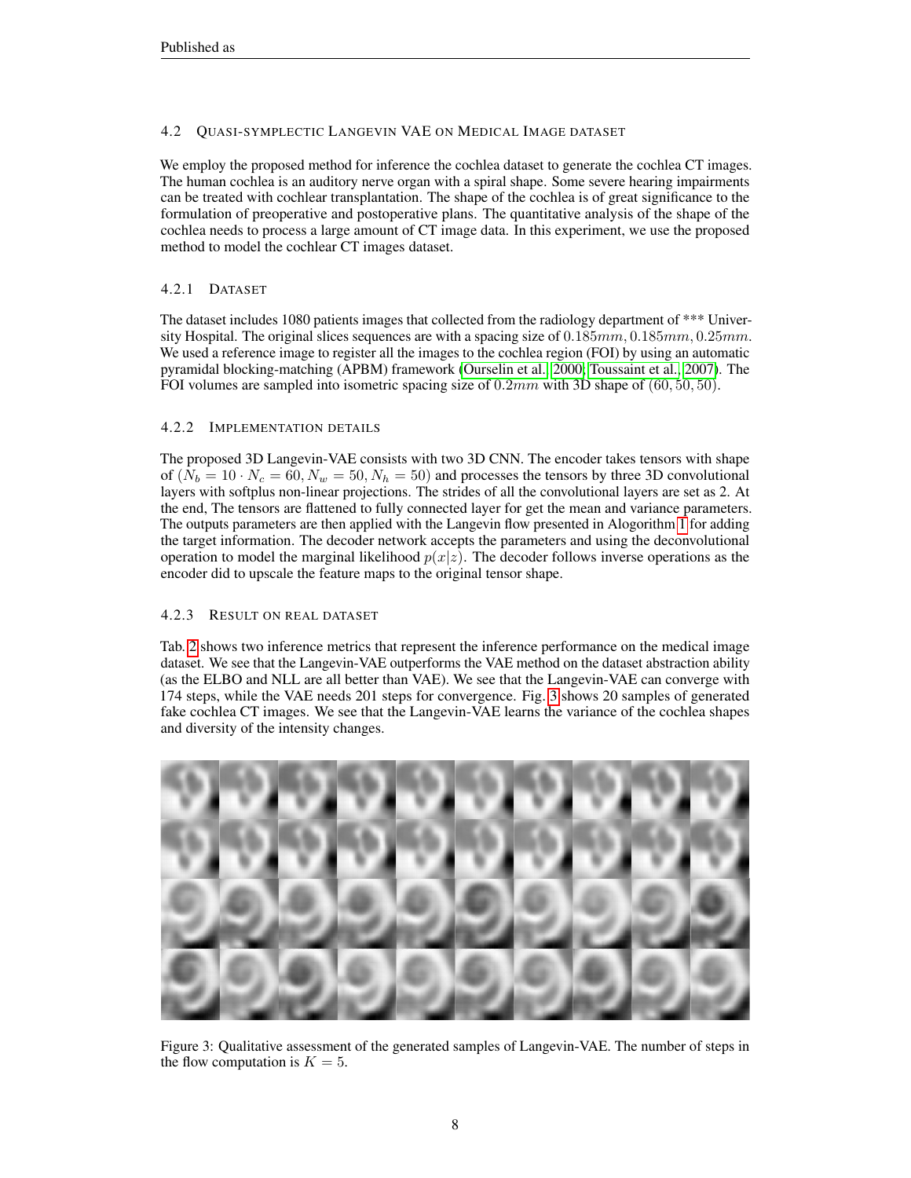### 4.2 Quasi-symplectic Langevin VAE on Medical Image dataset

We employ the proposed method for inference the cochlea dataset to generate the cochlea CT images. The human cochlea is an auditory nerve organ with a spiral shape. Some severe hearing impairments can be treated with cochlear transplantation. The shape of the cochlea is of great significance to the formulation of preoperative and postoperative plans. The quantitative analysis of the shape of the cochlea needs to process a large amount of CT image data. In this experiment, we use the proposed method to model the cochlear CT images dataset.

#### 4.2.1 Dataset

The dataset includes 1080 patients images that collected from the radiology department of *** University Hospital. The original slices sequences are with a spacing size of $0.185mm, 0.185mm, 0.25mm$. We used a reference image to register all the images to the cochlea region (FOI) by using an automatic pyramidal blocking-matching (APBM) framework (Ourselin et al., 2000; Toussaint et al., 2007). The FOI volumes are sampled into isometric spacing size of $0.2mm$ with 3D shape of $(60, 50, 50)$.

#### 4.2.2 Implementation details

The proposed 3D Langevin-VAE consists with two 3D CNN. The encoder takes tensors with shape of $(N_b = 10 \cdot N_c = 60, N_w = 50, N_h = 50)$ and processes the tensors by three 3D convolutional layers with softplus non-linear projections. The strides of all the convolutional layers are set as 2. At the end, The tensors are flattened to fully connected layer for get the mean and variance parameters. The outputs parameters are then applied with the Langevin flow presented in Alogorithm 1 for adding the target information. The decoder network accepts the parameters and using the deconvolutional operation to model the marginal likelihood $p(x|z)$. The decoder follows inverse operations as the encoder did to upscale the feature maps to the original tensor shape.

#### 4.2.3 Result on real dataset

Tab. 2 shows two inference metrics that represent the inference performance on the medical image dataset. We see that the Langevin-VAE outperforms the VAE method on the dataset abstraction ability (as the ELBO and NLL are all better than VAE). We see that the Langevin-VAE can converge with 174 steps, while the VAE needs 201 steps for convergence. Fig. 3 shows 20 samples of generated fake cochlea CT images. We see that the Langevin-VAE learns the variance of the cochlea shapes and diversity of the intensity changes.

Figure 3: Qualitative assessment of the generated samples of Langevin-VAE. The number of steps in the flow computation is $K = 5$.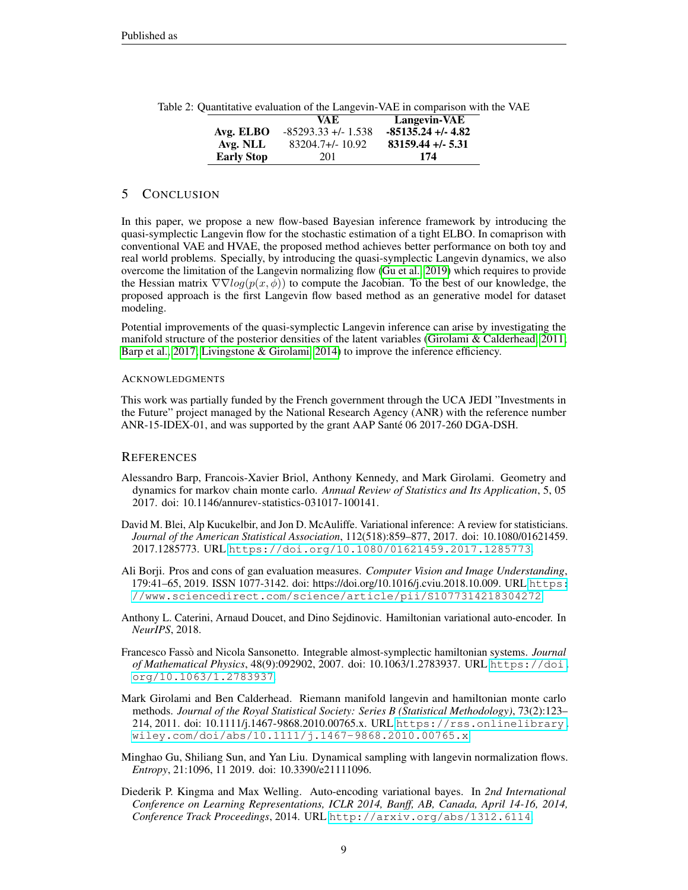Table 2: Quantitative evaluation of the Langevin-VAE in comparison with the VAE

| | VAE | Langevin-VAE |
|---|---|---|
| **Avg. ELBO** | -85293.33 +/- 1.538 | **-85135.24 +/- 4.82** |
| **Avg. NLL** | 83204.7+/- 10.92 | **83159.44 +/- 5.31** |
| **Early Stop** | 201 | **174** |

## 5 CONCLUSION

In this paper, we propose a new flow-based Bayesian inference framework by introducing the quasi-symplectic Langevin flow for the stochastic estimation of a tight ELBO. In comaprison with conventional VAE and HVAE, the proposed method achieves better performance on both toy and real world problems. Specially, by introducing the quasi-symplectic Langevin dynamics, we also overcome the limitation of the Langevin normalizing flow (Gu et al., 2019) which requires to provide the Hessian matrix $\nabla\nabla log(p(x, \phi))$ to compute the Jacobian. To the best of our knowledge, the proposed approach is the first Langevin flow based method as an generative model for dataset modeling.

Potential improvements of the quasi-symplectic Langevin inference can arise by investigating the manifold structure of the posterior densities of the latent variables (Girolami & Calderhead, 2011; Barp et al., 2017; Livingstone & Girolami, 2014) to improve the inference efficiency.

### ACKNOWLEDGMENTS

This work was partially funded by the French government through the UCA JEDI "Investments in the Future" project managed by the National Research Agency (ANR) with the reference number ANR-15-IDEX-01, and was supported by the grant AAP Santé 06 2017-260 DGA-DSH.

## REFERENCES

Alessandro Barp, Francois-Xavier Briol, Anthony Kennedy, and Mark Girolami. Geometry and dynamics for markov chain monte carlo. *Annual Review of Statistics and Its Application*, 5, 05 2017. doi: 10.1146/annurev-statistics-031017-100141.

David M. Blei, Alp Kucukelbir, and Jon D. McAuliffe. Variational inference: A review for statisticians. *Journal of the American Statistical Association*, 112(518):859–877, 2017. doi: 10.1080/01621459.2017.1285773. URL https://doi.org/10.1080/01621459.2017.1285773.

Ali Borji. Pros and cons of gan evaluation measures. *Computer Vision and Image Understanding*, 179:41–65, 2019. ISSN 1077-3142. doi: https://doi.org/10.1016/j.cviu.2018.10.009. URL https://www.sciencedirect.com/science/article/pii/S1077314218304272.

Anthony L. Caterini, Arnaud Doucet, and Dino Sejdinovic. Hamiltonian variational auto-encoder. In *NeurIPS*, 2018.

Francesco Fassò and Nicola Sansonetto. Integrable almost-symplectic hamiltonian systems. *Journal of Mathematical Physics*, 48(9):092902, 2007. doi: 10.1063/1.2783937. URL https://doi.org/10.1063/1.2783937.

Mark Girolami and Ben Calderhead. Riemann manifold langevin and hamiltonian monte carlo methods. *Journal of the Royal Statistical Society: Series B (Statistical Methodology)*, 73(2):123–214, 2011. doi: 10.1111/j.1467-9868.2010.00765.x. URL https://rss.onlinelibrary.wiley.com/doi/abs/10.1111/j.1467-9868.2010.00765.x.

Minghao Gu, Shiliang Sun, and Yan Liu. Dynamical sampling with langevin normalization flows. *Entropy*, 21:1096, 11 2019. doi: 10.3390/e21111096.

Diederik P. Kingma and Max Welling. Auto-encoding variational bayes. In *2nd International Conference on Learning Representations, ICLR 2014, Banff, AB, Canada, April 14-16, 2014, Conference Track Proceedings*, 2014. URL http://arxiv.org/abs/1312.6114.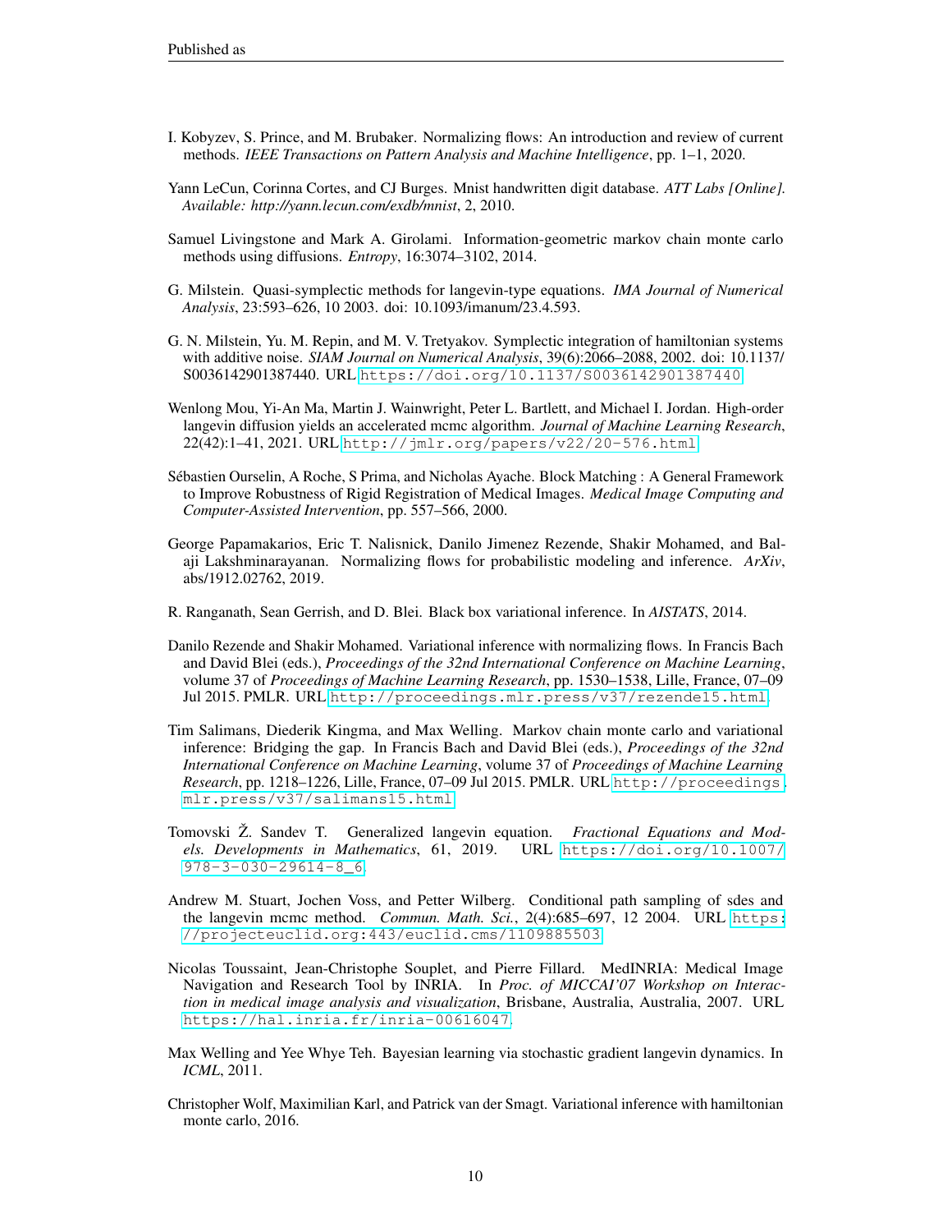I. Kobyzev, S. Prince, and M. Brubaker. Normalizing flows: An introduction and review of current methods. *IEEE Transactions on Pattern Analysis and Machine Intelligence*, pp. 1–1, 2020.

Yann LeCun, Corinna Cortes, and CJ Burges. Mnist handwritten digit database. *ATT Labs [Online]. Available: http://yann.lecun.com/exdb/mnist*, 2, 2010.

Samuel Livingstone and Mark A. Girolami. Information-geometric markov chain monte carlo methods using diffusions. *Entropy*, 16:3074–3102, 2014.

G. Milstein. Quasi-symplectic methods for langevin-type equations. *IMA Journal of Numerical Analysis*, 23:593–626, 10 2003. doi: 10.1093/imanum/23.4.593.

G. N. Milstein, Yu. M. Repin, and M. V. Tretyakov. Symplectic integration of hamiltonian systems with additive noise. *SIAM Journal on Numerical Analysis*, 39(6):2066–2088, 2002. doi: 10.1137/S0036142901387440. URL https://doi.org/10.1137/S0036142901387440.

Wenlong Mou, Yi-An Ma, Martin J. Wainwright, Peter L. Bartlett, and Michael I. Jordan. High-order langevin diffusion yields an accelerated mcmc algorithm. *Journal of Machine Learning Research*, 22(42):1–41, 2021. URL http://jmlr.org/papers/v22/20-576.html.

Sébastien Ourselin, A Roche, S Prima, and Nicholas Ayache. Block Matching : A General Framework to Improve Robustness of Rigid Registration of Medical Images. *Medical Image Computing and Computer-Assisted Intervention*, pp. 557–566, 2000.

George Papamakarios, Eric T. Nalisnick, Danilo Jimenez Rezende, Shakir Mohamed, and Balaji Lakshminarayanan. Normalizing flows for probabilistic modeling and inference. *ArXiv*, abs/1912.02762, 2019.

R. Ranganath, Sean Gerrish, and D. Blei. Black box variational inference. In *AISTATS*, 2014.

Danilo Rezende and Shakir Mohamed. Variational inference with normalizing flows. In Francis Bach and David Blei (eds.), *Proceedings of the 32nd International Conference on Machine Learning*, volume 37 of *Proceedings of Machine Learning Research*, pp. 1530–1538, Lille, France, 07–09 Jul 2015. PMLR. URL http://proceedings.mlr.press/v37/rezende15.html.

Tim Salimans, Diederik Kingma, and Max Welling. Markov chain monte carlo and variational inference: Bridging the gap. In Francis Bach and David Blei (eds.), *Proceedings of the 32nd International Conference on Machine Learning*, volume 37 of *Proceedings of Machine Learning Research*, pp. 1218–1226, Lille, France, 07–09 Jul 2015. PMLR. URL http://proceedings.mlr.press/v37/salimans15.html.

Tomovski Ž. Sandev T. Generalized langevin equation. *Fractional Equations and Models. Developments in Mathematics*, 61, 2019. URL https://doi.org/10.1007/978-3-030-29614-8_6.

Andrew M. Stuart, Jochen Voss, and Petter Wilberg. Conditional path sampling of sdes and the langevin mcmc method. *Commun. Math. Sci.*, 2(4):685–697, 12 2004. URL https://projecteuclid.org:443/euclid.cms/1109885503.

Nicolas Toussaint, Jean-Christophe Souplet, and Pierre Fillard. MedINRIA: Medical Image Navigation and Research Tool by INRIA. In *Proc. of MICCAI'07 Workshop on Interaction in medical image analysis and visualization*, Brisbane, Australia, Australia, 2007. URL https://hal.inria.fr/inria-00616047.

Max Welling and Yee Whye Teh. Bayesian learning via stochastic gradient langevin dynamics. In *ICML*, 2011.

Christopher Wolf, Maximilian Karl, and Patrick van der Smagt. Variational inference with hamiltonian monte carlo, 2016.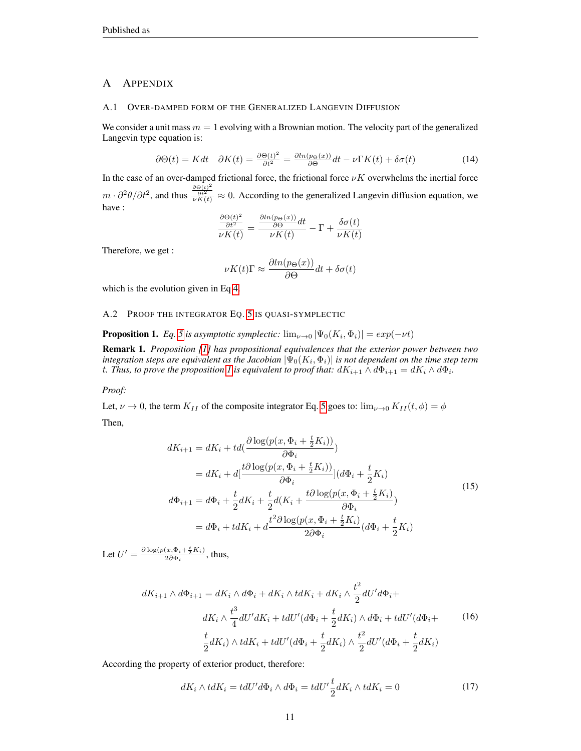# A Appendix

## A.1 Over-damped form of the Generalized Langevin Diffusion

We consider a unit mass $m = 1$ evolving with a Brownian motion. The velocity part of the generalized Langevin type equation is:

$$\partial\Theta(t) = Kdt \quad \partial K(t) = \frac{\partial\Theta(t)^2}{\partial t^2} = \frac{\partial ln(p_\Theta(x))}{\partial\Theta}dt - \nu\Gamma K(t) + \delta\sigma(t) \tag{14}$$

In the case of an over-damped frictional force, the frictional force $\nu K$ overwhelms the inertial force $m \cdot \partial^2\theta/\partial t^2$, and thus $\frac{\frac{\partial\Theta(t)^2}{\partial t^2}}{\nu K(t)} \approx 0$. According to the generalized Langevin diffusion equation, we have :

$$\frac{\frac{\partial\Theta(t)^2}{\partial t^2}}{\nu K(t)} = \frac{\frac{\partial ln(p_\Theta(x))}{\partial\Theta}dt}{\nu K(t)} - \Gamma + \frac{\delta\sigma(t)}{\nu K(t)}$$

Therefore, we get :

$$\nu K(t)\Gamma \approx \frac{\partial ln(p_\Theta(x))}{\partial\Theta}dt + \delta\sigma(t)$$

which is the evolution given in Eq 4.

## A.2 Proof the integrator Eq. 5 is quasi-symplectic

**Proposition 1.** *Eq. 5 is asymptotic symplectic:* $\lim_{\nu\to 0}|\Psi_0(K_i, \Phi_i)| = exp(-\nu t)$

**Remark 1.** *Proposition [1] has propositional equivalences that the exterior power between two integration steps are equivalent as the Jacobian $|\Psi_0(K_i, \Phi_i)|$ is not dependent on the time step term $t$. Thus, to prove the proposition 1 is equivalent to proof that: $dK_{i+1} \wedge d\Phi_{i+1} = dK_i \wedge d\Phi_i$.*

*Proof:*

Let, $\nu \to 0$, the term $K_{II}$ of the composite integrator Eq. 5 goes to: $\lim_{\nu\to 0} K_{II}(t, \phi) = \phi$

Then,

$$\begin{aligned}
dK_{i+1} &= dK_i + td\left(\frac{\partial \log(p(x, \Phi_i + \frac{t}{2}K_i))}{\partial\Phi_i}\right) \\
&= dK_i + d\left[\frac{t\partial \log(p(x, \Phi_i + \frac{t}{2}K_i))}{\partial\Phi_i}\right](d\Phi_i + \frac{t}{2}K_i) \\
d\Phi_{i+1} &= d\Phi_i + \frac{t}{2}dK_i + \frac{t}{2}d(K_i + \frac{t\partial \log(p(x, \Phi_i + \frac{t}{2}K_i)}{\partial\Phi_i}) \\
&= d\Phi_i + tdK_i + d\frac{t^2\partial \log(p(x, \Phi_i + \frac{t}{2}K_i)}{2\partial\Phi_i}(d\Phi_i + \frac{t}{2}K_i)
\end{aligned} \tag{15}$$

Let $U' = \frac{\partial \log(p(x,\Phi_i+\frac{t}{2}K_i)}{2\partial\Phi_i}$, thus,

$$\begin{aligned}
dK_{i+1} \wedge d\Phi_{i+1} = &dK_i \wedge d\Phi_i + dK_i \wedge tdK_i + dK_i \wedge \frac{t^2}{2}dU'd\Phi_i + \\
&dK_i \wedge \frac{t^3}{4}dU'dK_i + tdU'(d\Phi_i + \frac{t}{2}dK_i) \wedge d\Phi_i + tdU'(d\Phi_i + \\
&\frac{t}{2}dK_i) \wedge tdK_i + tdU'(d\Phi_i + \frac{t}{2}dK_i) \wedge \frac{t^2}{2}dU'(d\Phi_i + \frac{t}{2}dK_i)
\end{aligned} \tag{16}$$

According the property of exterior product, therefore:

$$dK_i \wedge tdK_i = tdU'd\Phi_i \wedge d\Phi_i = tdU'\frac{t}{2}dK_i \wedge tdK_i = 0 \tag{17}$$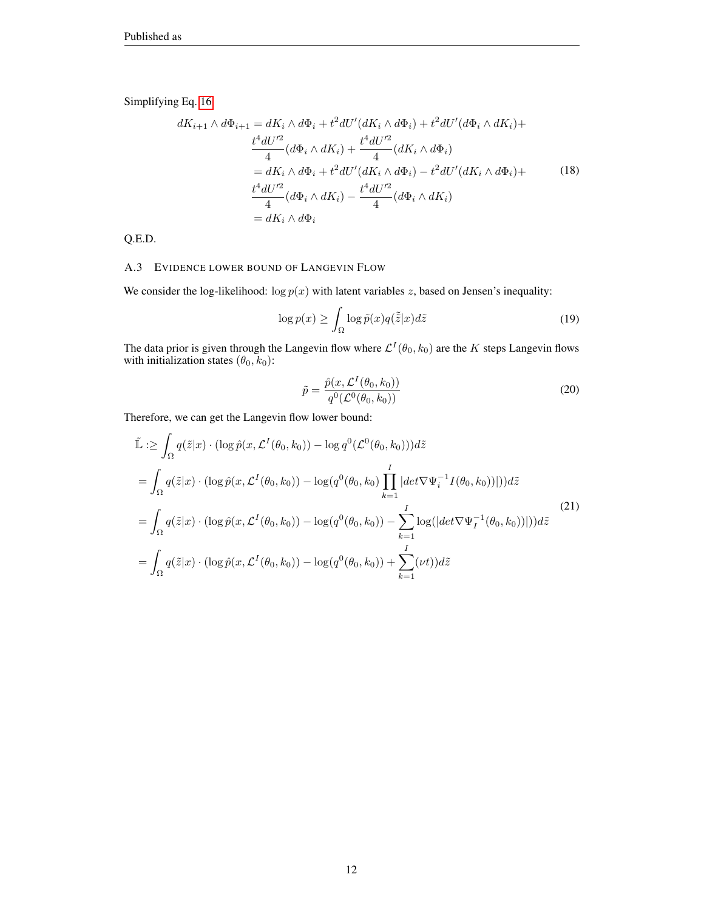Simplifying Eq. 16

$$
\begin{aligned}
dK_{i+1} \wedge d\Phi_{i+1} &= dK_i \wedge d\Phi_i + t^2 dU'(dK_i \wedge d\Phi_i) + t^2 dU'(d\Phi_i \wedge dK_i) + \\
&\frac{t^4 dU'^2}{4}(d\Phi_i \wedge dK_i) + \frac{t^4 dU'^2}{4}(dK_i \wedge d\Phi_i) \\
&= dK_i \wedge d\Phi_i + t^2 dU'(dK_i \wedge d\Phi_i) - t^2 dU'(dK_i \wedge d\Phi_i) + \\
&\frac{t^4 dU'^2}{4}(d\Phi_i \wedge dK_i) - \frac{t^4 dU'^2}{4}(d\Phi_i \wedge dK_i) \\
&= dK_i \wedge d\Phi_i
\end{aligned}
\tag{18}
$$

Q.E.D.

### A.3 Evidence lower bound of Langevin Flow

We consider the log-likelihood: $\log p(x)$ with latent variables $z$, based on Jensen's inequality:

$$
\log p(x) \geq \int_{\Omega} \log \tilde{p}(x) q(\tilde{\tilde{z}}|x) d\tilde{z}
\tag{19}
$$

The data prior is given through the Langevin flow where $\mathcal{L}^I(\theta_0, k_0)$ are the $K$ steps Langevin flows with initialization states $(\theta_0, k_0)$:

$$
\tilde{p} = \frac{\hat{p}(x, \mathcal{L}^I(\theta_0, k_0))}{q^0(\mathcal{L}^0(\theta_0, k_0))}
\tag{20}
$$

Therefore, we can get the Langevin flow lower bound:

$$
\begin{aligned}
\tilde{\mathbb{L}} :&\geq \int_{\Omega} q(\tilde{z}|x) \cdot (\log \hat{p}(x, \mathcal{L}^I(\theta_0, k_0)) - \log q^0(\mathcal{L}^0(\theta_0, k_0))) d\tilde{z} \\
&= \int_{\Omega} q(\tilde{z}|x) \cdot (\log \hat{p}(x, \mathcal{L}^I(\theta_0, k_0)) - \log(q^0(\theta_0, k_0) \prod_{k=1}^{I} |det \nabla \Psi_i^{-1} I(\theta_0, k_0))|)) d\tilde{z} \\
&= \int_{\Omega} q(\tilde{z}|x) \cdot (\log \hat{p}(x, \mathcal{L}^I(\theta_0, k_0)) - \log(q^0(\theta_0, k_0)) - \sum_{k=1}^{I} \log(|det \nabla \Psi_I^{-1}(\theta_0, k_0))|)) d\tilde{z} \\
&= \int_{\Omega} q(\tilde{z}|x) \cdot (\log \hat{p}(x, \mathcal{L}^I(\theta_0, k_0)) - \log(q^0(\theta_0, k_0)) + \sum_{k=1}^{I} (\nu t)) d\tilde{z}
\end{aligned}
\tag{21}
$$